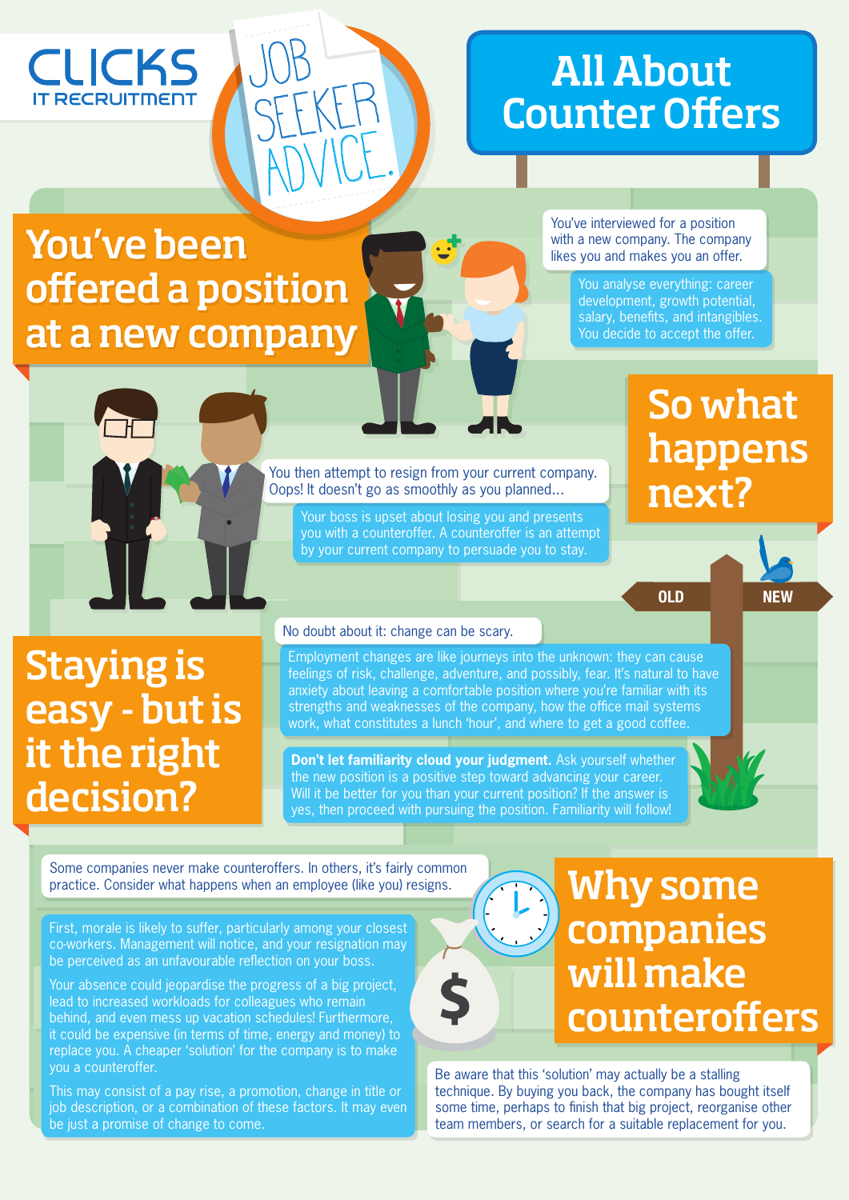CLICKS IT RECRUITMENT

JOB SEEKER ADVICE.

# All About Counter Offers

## You've been offered a position at a new company

You've interviewed for a position with a new company. The company likes you and makes you an offer.

You analyse everything: career development, growth potential, salary, benefits, and intangibles. You decide to accept the offer.

## So what happens next?

You then attempt to resign from your current company. Oops! It doesn't go as smoothly as you planned...

Your boss is upset about losing you and presents you with a counteroffer. A counteroffer is an attempt by your current company to persuade you to stay.

OLD NEW

## Staying is easy - but is it the right decision?

No doubt about it: change can be scary.

Employment changes are like journeys into the unknown: they can cause feelings of risk, challenge, adventure, and possibly, fear. It's natural to have anxiety about leaving a comfortable position where you're familiar with its strengths and weaknesses of the company, how the office mail systems work, what constitutes a lunch 'hour', and where to get a good coffee.

**Don't let familiarity cloud your judgment.** Ask yourself whether the new position is a positive step toward advancing your career. Will it be better for you than your current position? If the answer is yes, then proceed with pursuing the position. Familiarity will follow!

## Why some companies will make counteroffers

Some companies never make counteroffers. In others, it's fairly common practice. Consider what happens when an employee (like you) resigns.

First, morale is likely to suffer, particularly among your closest co-workers. Management will notice, and your resignation may be perceived as an unfavourable reflection on your boss.

Your absence could jeopardise the progress of a big project, lead to increased workloads for colleagues who remain behind, and even mess up vacation schedules! Furthermore, it could be expensive (in terms of time, energy and money) to replace you. A cheaper 'solution' for the company is to make you a counteroffer.

This may consist of a pay rise, a promotion, change in title or job description, or a combination of these factors. It may even be just a promise of change to come.

Be aware that this 'solution' may actually be a stalling technique. By buying you back, the company has bought itself some time, perhaps to finish that big project, reorganise other team members, or search for a suitable replacement for you.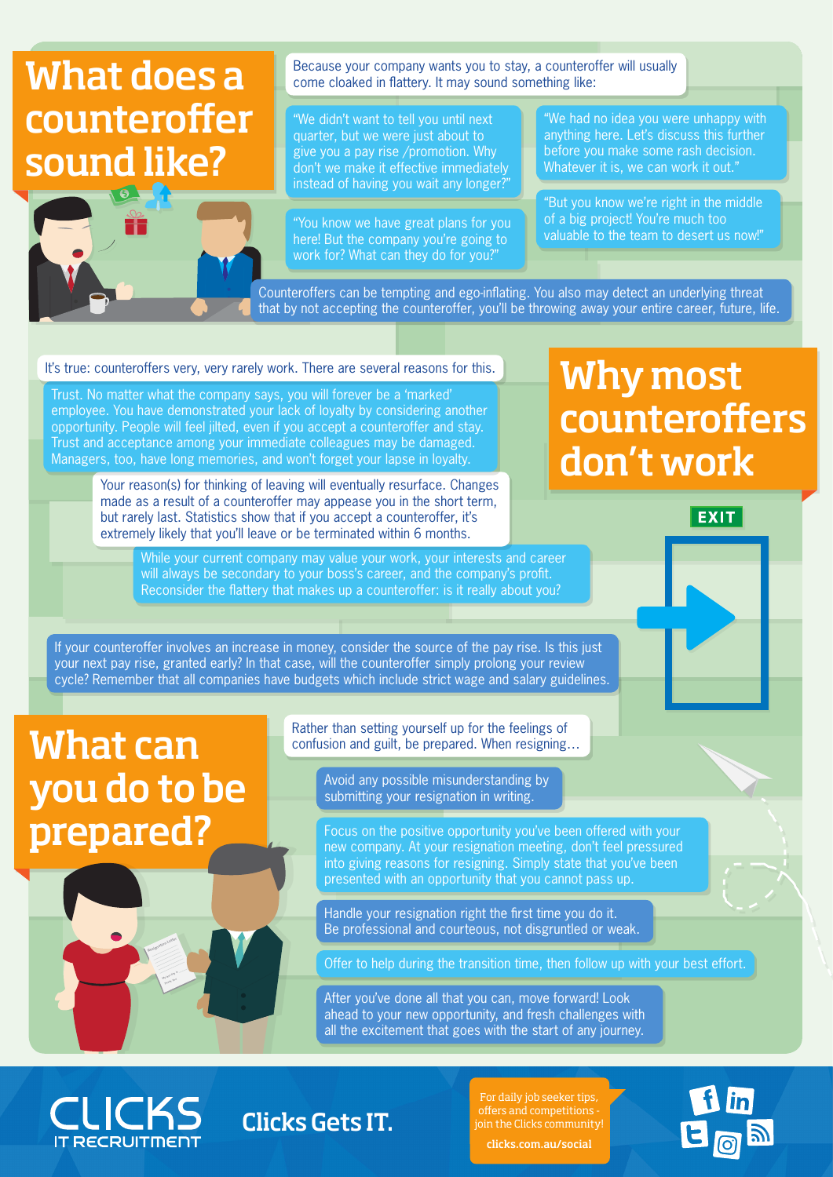# What does a counteroffer sound like?

Because your company wants you to stay, a counteroffer will usually come cloaked in flattery. It may sound something like:

"We didn't want to tell you until next quarter, but we were just about to give you a pay rise /promotion. Why don't we make it effective immediately instead of having you wait any longer?"

"We had no idea you were unhappy with anything here. Let's discuss this further before you make some rash decision. Whatever it is, we can work it out."

"You know we have great plans for you here! But the company you're going to work for? What can they do for you?"

"But you know we're right in the middle of a big project! You're much too valuable to the team to desert us now!"

Counteroffers can be tempting and ego-inflating. You also may detect an underlying threat that by not accepting the counteroffer, you'll be throwing away your entire career, future, life.

# Why most counteroffers don't work

It's true: counteroffers very, very rarely work. There are several reasons for this.

Trust. No matter what the company says, you will forever be a 'marked' employee. You have demonstrated your lack of loyalty by considering another opportunity. People will feel jilted, even if you accept a counteroffer and stay. Trust and acceptance among your immediate colleagues may be damaged. Managers, too, have long memories, and won't forget your lapse in loyalty.

Your reason(s) for thinking of leaving will eventually resurface. Changes made as a result of a counteroffer may appease you in the short term, but rarely last. Statistics show that if you accept a counteroffer, it's extremely likely that you'll leave or be terminated within 6 months.

While your current company may value your work, your interests and career will always be secondary to your boss's career, and the company's profit. Reconsider the flattery that makes up a counteroffer: is it really about you?

If your counteroffer involves an increase in money, consider the source of the pay rise. Is this just your next pay rise, granted early? In that case, will the counteroffer simply prolong your review cycle? Remember that all companies have budgets which include strict wage and salary guidelines.

EXIT

# What can you do to be prepared?

Rather than setting yourself up for the feelings of confusion and guilt, be prepared. When resigning…

- Avoid any possible misunderstanding by submitting your resignation in writing.
- Focus on the positive opportunity you've been offered with your new company. At your resignation meeting, don't feel pressured into giving reasons for resigning. Simply state that you've been presented with an opportunity that you cannot pass up.
- Handle your resignation right the first time you do it. Be professional and courteous, not disgruntled or weak.
- Offer to help during the transition time, then follow up with your best effort.
- After you've done all that you can, move forward! Look ahead to your new opportunity, and fresh challenges with all the excitement that goes with the start of any journey.

CLICKS IT RECRUITMENT

Clicks Gets IT.

For daily job seeker tips, offers and competitions - join the Clicks community!

clicks.com.au/social